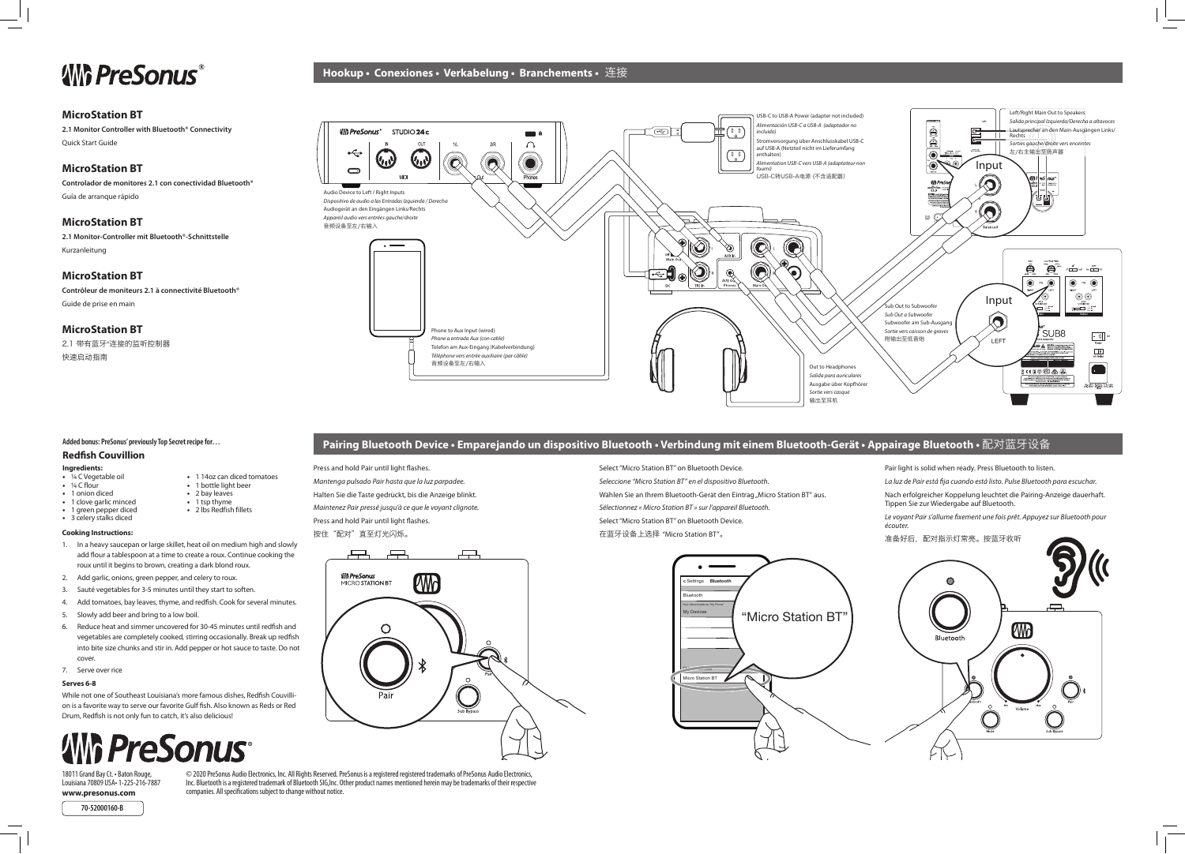# PreSonus®

## MicroStation BT

**2.1 Monitor Controller with Bluetooth® Connectivity**

Quick Start Guide

## MicroStation BT

**Controlador de monitores 2.1 con conectividad Bluetooth®**

Guía de arranque rápido

## MicroStation BT

**2.1 Monitor-Controller mit Bluetooth®-Schnittstelle**

Kurzanleitung

## MicroStation BT

**Contrôleur de moniteurs 2.1 à connectivité Bluetooth®**

Guide de prise en main

## MicroStation BT

2.1 带有蓝牙®连接的监听控制器

快速启动指南

## Hookup • Conexiones • Verkabelung • Branchements • 连接

USB-C to USB-A Power (adapter not included)
*Alimentación USB-C a USB-A (adaptador no incluido)*
Stromversorgung über Anschlusskabel USB-C auf USB-A (Netzteil nicht im Lieferumfang enthalten)
*Alimentation USB-C vers USB-A (adaptateur non fourni)*
USB-C转USB-A电源 (不含适配器)

Left/Right Main Out to Speakers
*Salida principal Izquierda/Derecha a altavoces*
Lautsprecher an den Main-Ausgängen Links/Rechts
*Sorties gauche/droite vers enceintes*
左/右主输出至扬声器

Audio Device to Left / Right Inputs
*Dispositivo de audio a las Entradas Izquierda / Derecha*
Audiogerät an den Eingängen Links/Rechts
*Appareil audio vers entrées gauche/droite*
音频设备至左/右输入

Sub Out to Subwoofer
*Sub Out a Subwoofer*
Subwoofer am Sub-Ausgang
*Sortie vers caisson de graves*
附输出至低音炮

Phone to Aux Input (wired)
*Phone a entrada Aux (con cable)*
Telefon am Aux-Eingang (Kabelverbindung)
*Téléphone vers entrée auxiliaire (par câble)*
音频设备至左/右输入

Out to Headphones
*Salida para auriculares*
Ausgabe über Kopfhörer
*Sortie vers casque*
输出至耳机

## Pairing Bluetooth Device • Emparejando un dispositivo Bluetooth • Verbindung mit einem Bluetooth-Gerät • Appairage Bluetooth • 配对蓝牙设备

Press and hold Pair until light flashes.

*Mantenga pulsado Pair hasta que la luz parpadee.*

Halten Sie die Taste gedrückt, bis die Anzeige blinkt.

*Maintenez Pair pressé jusqu'à ce que le voyant clignote.*

Press and hold Pair until light flashes.

按住"配对"直至灯光闪烁。

Select "Micro Station BT" on Bluetooth Device.

*Seleccione "Micro Station BT" en el dispositivo Bluetooth.*

Wählen Sie an Ihrem Bluetooth-Gerät den Eintrag „Micro Station BT" aus.

*Sélectionnez « Micro Station BT » sur l'appareil Bluetooth.*

Select "Micro Station BT" on Bluetooth Device.

在蓝牙设备上选择"Micro Station BT"。

Pair light is solid when ready. Press Bluetooth to listen.

*La luz de Pair está fija cuando está listo. Pulse Bluetooth para escuchar.*

Nach erfolgreicher Koppelung leuchtet die Pairing-Anzeige dauerhaft. Tippen Sie zur Wiedergabe auf Bluetooth.

*Le voyant Pair s'allume fixement une fois prêt. Appuyez sur Bluetooth pour écouter.*

准备好后,配对指示灯常亮。按蓝牙收听

**Added bonus: PreSonus' previously Top Secret recipe for…**

### Redfish Couvillion

**Ingredients:**

- ¼ C Vegetable oil
- ¼ C flour
- 1 onion diced
- 1 clove garlic minced
- 1 green pepper diced
- 3 celery stalks diced
- 1 14oz can diced tomatoes
- 1 bottle light beer
- 2 bay leaves
- 1 tsp thyme
- 2 lbs Redfish fillets

**Cooking Instructions:**

1. In a heavy saucepan or large skillet, heat oil on medium high and slowly add flour a tablespoon at a time to create a roux. Continue cooking the roux until it begins to brown, creating a dark blond roux.
2. Add garlic, onions, green pepper, and celery to roux.
3. Sauté vegetables for 3-5 minutes until they start to soften.
4. Add tomatoes, bay leaves, thyme, and redfish. Cook for several minutes.
5. Slowly add beer and bring to a low boil.
6. Reduce heat and simmer uncovered for 30-45 minutes until redfish and vegetables are completely cooked, stirring occasionally. Break up redfish into bite size chunks and stir in. Add pepper or hot sauce to taste. Do not cover.
7. Serve over rice

**Serves 6-8**

While not one of Southeast Louisiana's more famous dishes, Redfish Couvillion is a favorite way to serve our favorite Gulf fish. Also known as Reds or Red Drum, Redfish is not only fun to catch, it's also delicious!

# PreSonus®

18011 Grand Bay Ct. • Baton Rouge, Louisiana 70809 USA• 1-225-216-7887
**www.presonus.com**

© 2020 PreSonus Audio Electronics, Inc. All Rights Reserved. PreSonus is a registered registered trademarks of PreSonus Audio Electronics, Inc. Bluetooth is a registered trademark of Bluetooth SIG,Inc. Other product names mentioned herein may be trademarks of their respective companies. All specifications subject to change without notice.

70-52000160-B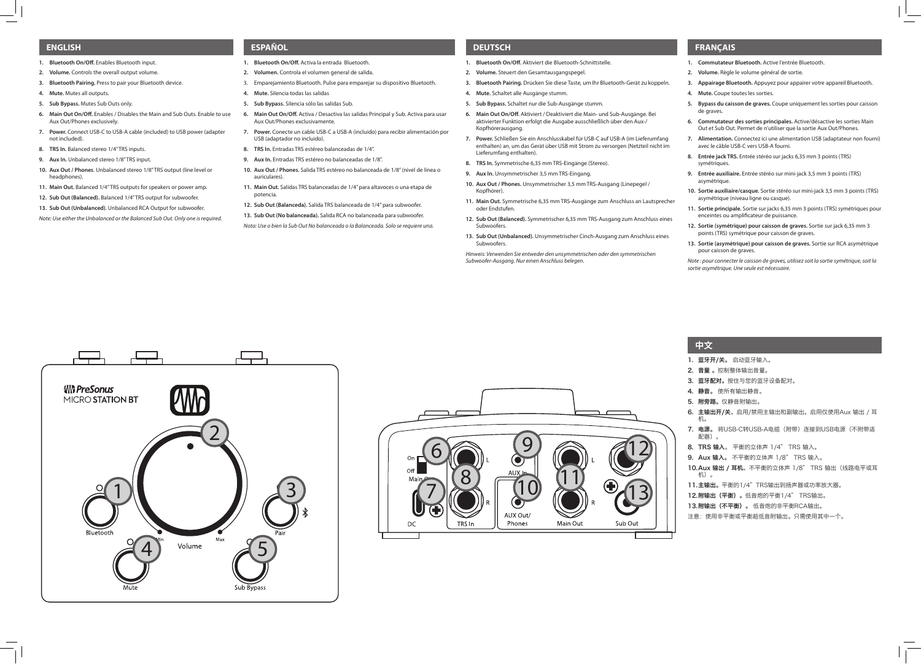## ENGLISH

1. **Bluetooth On/Off.** Enables Bluetooth input.
2. **Volume.** Controls the overall output volume.
3. **Bluetooth Pairing.** Press to pair your Bluetooth device.
4. **Mute.** Mutes all outputs.
5. **Sub Bypass.** Mutes Sub Outs only.
6. **Main Out On/Off.** Enables / Disables the Main and Sub Outs. Enable to use Aux Out/Phones exclusively.
7. **Power.** Connect USB-C to USB-A cable (included) to USB power (adapter not included).
8. **TRS In.** Balanced stereo 1/4" TRS inputs.
9. **Aux In.** Unbalanced stereo 1/8" TRS input.
10. **Aux Out / Phones**. Unbalanced stereo 1/8" TRS output (line level or headphones).
11. **Main Out.** Balanced 1/4" TRS outputs for speakers or power amp.
12. **Sub Out (Balanced).** Balanced 1/4" TRS output for subwoofer.
13. **Sub Out (Unbalanced)**. Unbalanced RCA Output for subwoofer.

*Note: Use either the Unbalanced or the Balanced Sub Out. Only one is required.*

## ESPAÑOL

1. **Bluetooth On/Off.** Activa la entrada Bluetooth.
2. **Volumen.** Controla el volumen general de salida.
3. Emparejamiento Bluetooth. Pulse para emparejar su dispositivo Bluetooth.
4. **Mute.** Silencia todas las salidas
5. **Sub Bypass.** Silencia sólo las salidas Sub.
6. **Main Out On/Off.** Activa / Desactiva las salidas Principal y Sub. Activa para usar Aux Out/Phones exclusivamente.
7. **Power.** Conecte un cable USB-C a USB-A (incluido) para recibir alimentación por USB (adaptador no incluido).
8. **TRS In.** Entradas TRS estéreo balanceadas de 1/4".
9. **Aux In.** Entradas TRS estéreo no balanceadas de 1/8".
10. **Aux Out / Phones.** Salida TRS estéreo no balanceada de 1/8" (nivel de línea o auriculares).
11. **Main Out.** Salidas TRS balanceadas de 1/4" para altavoces o una etapa de potencia.
12. **Sub Out (Balanceda).** Salida TRS balanceada de 1/4" para subwoofer.
13. **Sub Out (No balanceada).** Salida RCA no balanceada para subwoofer.

*Nota: Use o bien la Sub Out No balanceada o la Balanceada. Solo se requiere una.*

## DEUTSCH

1. **Bluetooth On/Off.** Aktiviert die Bluetooth-Schnittstelle.
2. **Volume.** Steuert den Gesamtausgangspegel.
3. **Bluetooth Pairing.** Drücken Sie diese Taste, um Ihr Bluetooth-Gerät zu koppeln.
4. **Mute.** Schaltet alle Ausgänge stumm.
5. **Sub Bypass.** Schaltet nur die Sub-Ausgänge stumm.
6. **Main Out On/Off.** Aktiviert / Deaktiviert die Main- und Sub-Ausgänge. Bei aktivierter Funktion erfolgt die Ausgabe ausschließlich über den Aux-/Kopfhörerausgang.
7. **Power.** Schließen Sie ein Anschlusskabel für USB-C auf USB-A (im Lieferumfang enthalten) an, um das Gerät über USB mit Strom zu versorgen (Netzteil nicht im Lieferumfang enthalten).
8. **TRS In.** Symmetrische 6,35 mm TRS-Eingänge (Stereo).
9. **Aux In.** Unsymmetrischer 3,5 mm TRS-Eingang.
10. **Aux Out / Phones.** Unsymmetrischer 3,5 mm TRS-Ausgang (Linepegel / Kopfhörer).
11. **Main Out.** Symmetrische 6,35 mm TRS-Ausgänge zum Anschluss an Lautsprecher oder Endstufen.
12. **Sub Out (Balanced).** Symmetrischer 6,35 mm TRS-Ausgang zum Anschluss eines Subwoofers.
13. **Sub Out (Unbalanced).** Unsymmetrischer Cinch-Ausgang zum Anschluss eines Subwoofers.

*Hinweis: Verwenden Sie entweder den unsymmetrischen oder den symmetrischen Subwoofer-Ausgang. Nur einen Anschluss belegen.*

## FRANÇAIS

1. **Commutateur Bluetooth.** Active l'entrée Bluetooth.
2. **Volume.** Règle le volume général de sortie.
3. **Appairage Bluetooth.** Appuyez pour appairer votre appareil Bluetooth.
4. **Mute.** Coupe toutes les sorties.
5. **Bypass du caisson de graves.** Coupe uniquement les sorties pour caisson de graves.
6. **Commutateur des sorties principales.** Active/désactive les sorties Main Out et Sub Out. Permet de n'utiliser que la sortie Aux Out/Phones.
7. **Alimentation.** Connectez ici une alimentation USB (adaptateur non fourni) avec le câble USB-C vers USB-A fourni.
8. **Entrée jack TRS.** Entrée stéréo sur jacks 6,35 mm 3 points (TRS) symétriques.
9. **Entrée auxiliaire.** Entrée stéréo sur mini-jack 3,5 mm 3 points (TRS) asymétrique.
10. **Sortie auxiliaire/casque.** Sortie stéréo sur mini-jack 3,5 mm 3 points (TRS) asymétrique (niveau ligne ou casque).
11. **Sortie principale.** Sortie sur jacks 6,35 mm 3 points (TRS) symétriques pour enceintes ou amplificateur de puissance.
12. **Sortie (symétrique) pour caisson de graves.** Sortie sur jack 6,35 mm 3 points (TRS) symétrique pour caisson de graves.
13. **Sortie (asymétrique) pour caisson de graves.** Sortie sur RCA asymétrique pour caisson de graves.

*Note : pour connecter le caisson de graves, utilisez soit la sortie symétrique, soit la sortie asymétrique. Une seule est nécessaire.*

PreSonus
MICRO STATION BT

1 Bluetooth
2 Volume Min Max
3 Pair
4 Mute
5 Sub Bypass

6 On Off Main Out
7 DC
8 TRS In L R
9 AUX In
10 AUX Out/ Phones
11 Main Out L R
12
13 Sub Out

## 中文

1. **蓝牙开/关。** 启动蓝牙输入。
2. **音量 。**控制整体输出音量。
3. **蓝牙配对。**按住与您的蓝牙设备配对。
4. **静音。** 使所有输出静音。
5. **附旁路。**仅静音附输出。
6. **主输出开/关。**启用/禁用主输出和副输出。启用仅使用Aux 输出 / 耳机。
7. **电源。** 将USB-C转USB-A电缆（附带）连接到USB电源（不附带适配器）。
8. **TRS 输入。** 平衡的立体声 1/4" TRS 输入。
9. **Aux 输入。** 不平衡的立体声 1/8" TRS 输入。
10. **Aux 输出 / 耳机。**不平衡的立体声 1/8" TRS 输出（线路电平或耳机）。
11. **主输出。**平衡的1/4" TRS输出到扬声器或功率放大器。
12. **附输出（平衡）。**低音炮的平衡1/4" TRS输出。
13. **附输出（不平衡）。** 低音炮的非平衡RCA输出。

注意：使用非平衡或平衡超低音附输出。只需使用其中一个。